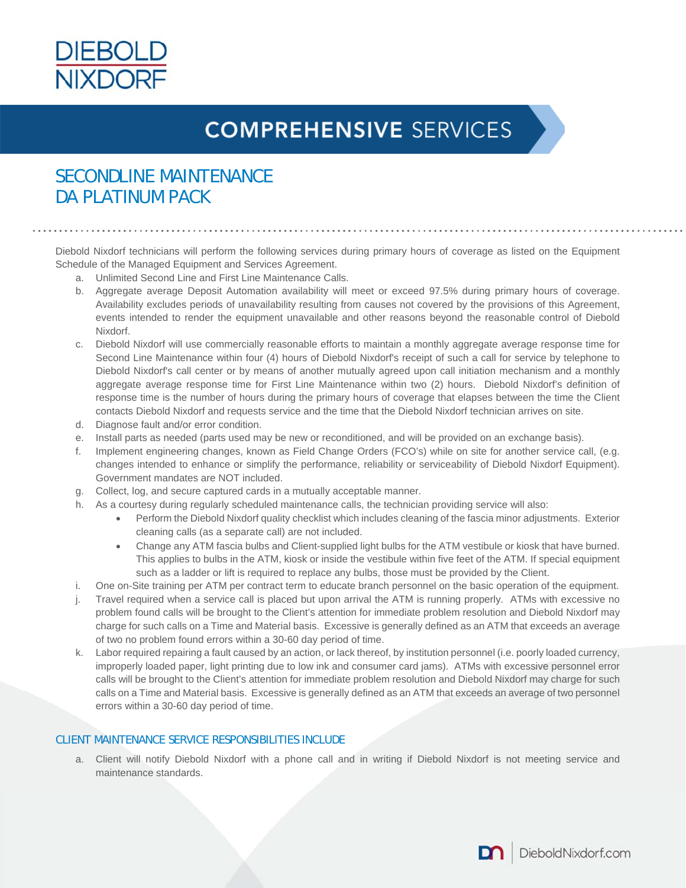# COMPREHENSIVE SERVICES

## SECONDLINE MAINTENANCE DA PLATINUM PACK

Diebold Nixdorf technicians will perform the following services during primary hours of coverage as listed on the Equipment Schedule of the Managed Equipment and Services Agreement.

a. Unlimited Second Line and First Line Maintenance Calls.

b. Aggregate average Deposit Automation availability will meet or exceed 97.5% during primary hours of coverage. Availability excludes periods of unavailability resulting from causes not covered by the provisions of this Agreement, events intended to render the equipment unavailable and other reasons beyond the reasonable control of Diebold Nixdorf.

c. Diebold Nixdorf will use commercially reasonable efforts to maintain a monthly aggregate average response time for Second Line Maintenance within four (4) hours of Diebold Nixdorf's receipt of such a call for service by telephone to Diebold Nixdorf's call center or by means of another mutually agreed upon call initiation mechanism and a monthly aggregate average response time for First Line Maintenance within two (2) hours. Diebold Nixdorf's definition of response time is the number of hours during the primary hours of coverage that elapses between the time the Client contacts Diebold Nixdorf and requests service and the time that the Diebold Nixdorf technician arrives on site.

d. Diagnose fault and/or error condition.

e. Install parts as needed (parts used may be new or reconditioned, and will be provided on an exchange basis).

f. Implement engineering changes, known as Field Change Orders (FCO's) while on site for another service call, (e.g. changes intended to enhance or simplify the performance, reliability or serviceability of Diebold Nixdorf Equipment). Government mandates are NOT included.

g. Collect, log, and secure captured cards in a mutually acceptable manner.

h. As a courtesy during regularly scheduled maintenance calls, the technician providing service will also:
   - Perform the Diebold Nixdorf quality checklist which includes cleaning of the fascia minor adjustments. Exterior cleaning calls (as a separate call) are not included.
   - Change any ATM fascia bulbs and Client-supplied light bulbs for the ATM vestibule or kiosk that have burned. This applies to bulbs in the ATM, kiosk or inside the vestibule within five feet of the ATM. If special equipment such as a ladder or lift is required to replace any bulbs, those must be provided by the Client.

i. One on-Site training per ATM per contract term to educate branch personnel on the basic operation of the equipment.

j. Travel required when a service call is placed but upon arrival the ATM is running properly. ATMs with excessive no problem found calls will be brought to the Client's attention for immediate problem resolution and Diebold Nixdorf may charge for such calls on a Time and Material basis. Excessive is generally defined as an ATM that exceeds an average of two no problem found errors within a 30-60 day period of time.

k. Labor required repairing a fault caused by an action, or lack thereof, by institution personnel (i.e. poorly loaded currency, improperly loaded paper, light printing due to low ink and consumer card jams). ATMs with excessive personnel error calls will be brought to the Client's attention for immediate problem resolution and Diebold Nixdorf may charge for such calls on a Time and Material basis. Excessive is generally defined as an ATM that exceeds an average of two personnel errors within a 30-60 day period of time.

### CLIENT MAINTENANCE SERVICE RESPONSIBILITIES INCLUDE

a. Client will notify Diebold Nixdorf with a phone call and in writing if Diebold Nixdorf is not meeting service and maintenance standards.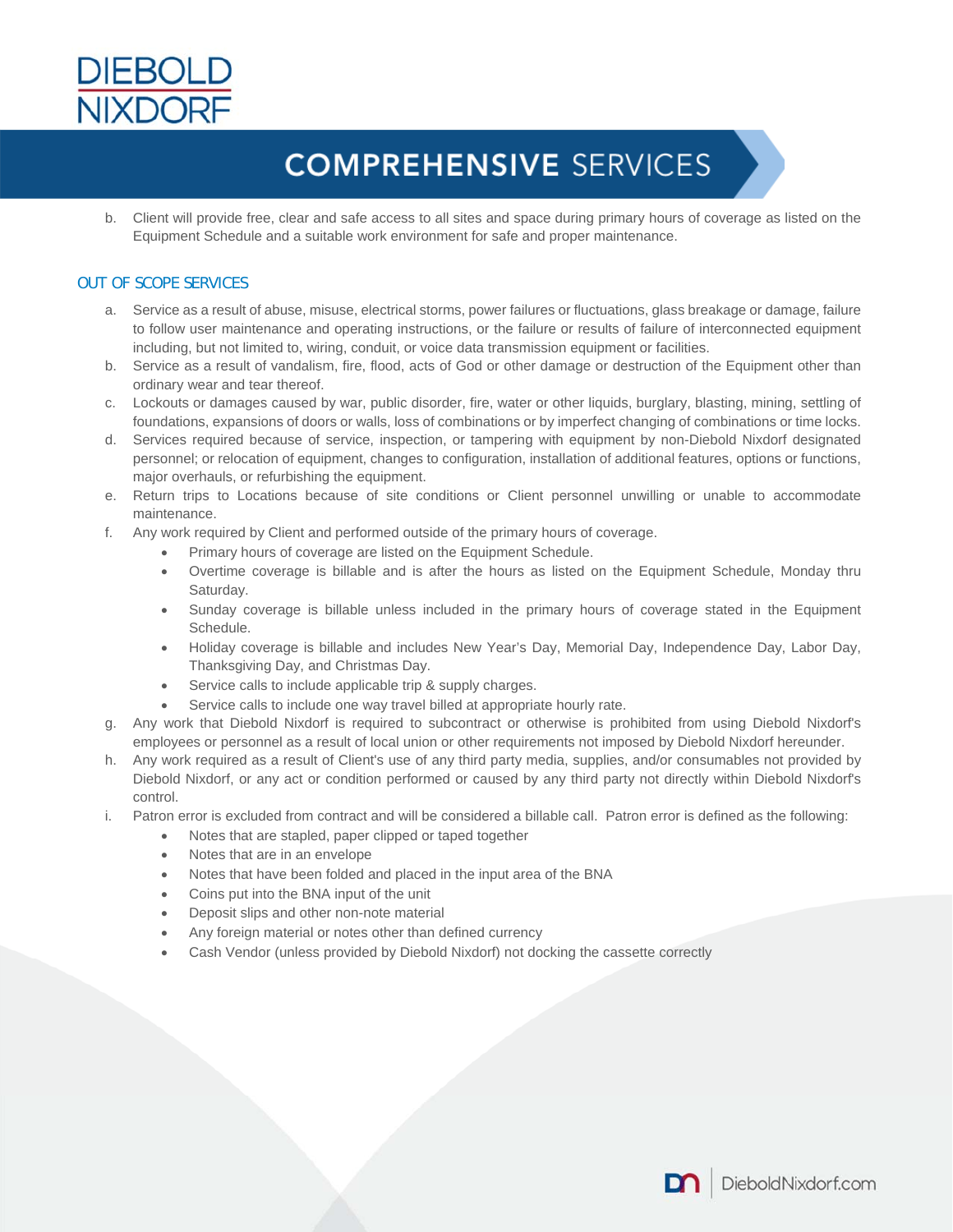b. Client will provide free, clear and safe access to all sites and space during primary hours of coverage as listed on the Equipment Schedule and a suitable work environment for safe and proper maintenance.

## OUT OF SCOPE SERVICES

a. Service as a result of abuse, misuse, electrical storms, power failures or fluctuations, glass breakage or damage, failure to follow user maintenance and operating instructions, or the failure or results of failure of interconnected equipment including, but not limited to, wiring, conduit, or voice data transmission equipment or facilities.

b. Service as a result of vandalism, fire, flood, acts of God or other damage or destruction of the Equipment other than ordinary wear and tear thereof.

c. Lockouts or damages caused by war, public disorder, fire, water or other liquids, burglary, blasting, mining, settling of foundations, expansions of doors or walls, loss of combinations or by imperfect changing of combinations or time locks.

d. Services required because of service, inspection, or tampering with equipment by non-Diebold Nixdorf designated personnel; or relocation of equipment, changes to configuration, installation of additional features, options or functions, major overhauls, or refurbishing the equipment.

e. Return trips to Locations because of site conditions or Client personnel unwilling or unable to accommodate maintenance.

f. Any work required by Client and performed outside of the primary hours of coverage.
   - Primary hours of coverage are listed on the Equipment Schedule.
   - Overtime coverage is billable and is after the hours as listed on the Equipment Schedule, Monday thru Saturday.
   - Sunday coverage is billable unless included in the primary hours of coverage stated in the Equipment Schedule.
   - Holiday coverage is billable and includes New Year's Day, Memorial Day, Independence Day, Labor Day, Thanksgiving Day, and Christmas Day.
   - Service calls to include applicable trip & supply charges.
   - Service calls to include one way travel billed at appropriate hourly rate.

g. Any work that Diebold Nixdorf is required to subcontract or otherwise is prohibited from using Diebold Nixdorf's employees or personnel as a result of local union or other requirements not imposed by Diebold Nixdorf hereunder.

h. Any work required as a result of Client's use of any third party media, supplies, and/or consumables not provided by Diebold Nixdorf, or any act or condition performed or caused by any third party not directly within Diebold Nixdorf's control.

i. Patron error is excluded from contract and will be considered a billable call. Patron error is defined as the following:
   - Notes that are stapled, paper clipped or taped together
   - Notes that are in an envelope
   - Notes that have been folded and placed in the input area of the BNA
   - Coins put into the BNA input of the unit
   - Deposit slips and other non-note material
   - Any foreign material or notes other than defined currency
   - Cash Vendor (unless provided by Diebold Nixdorf) not docking the cassette correctly